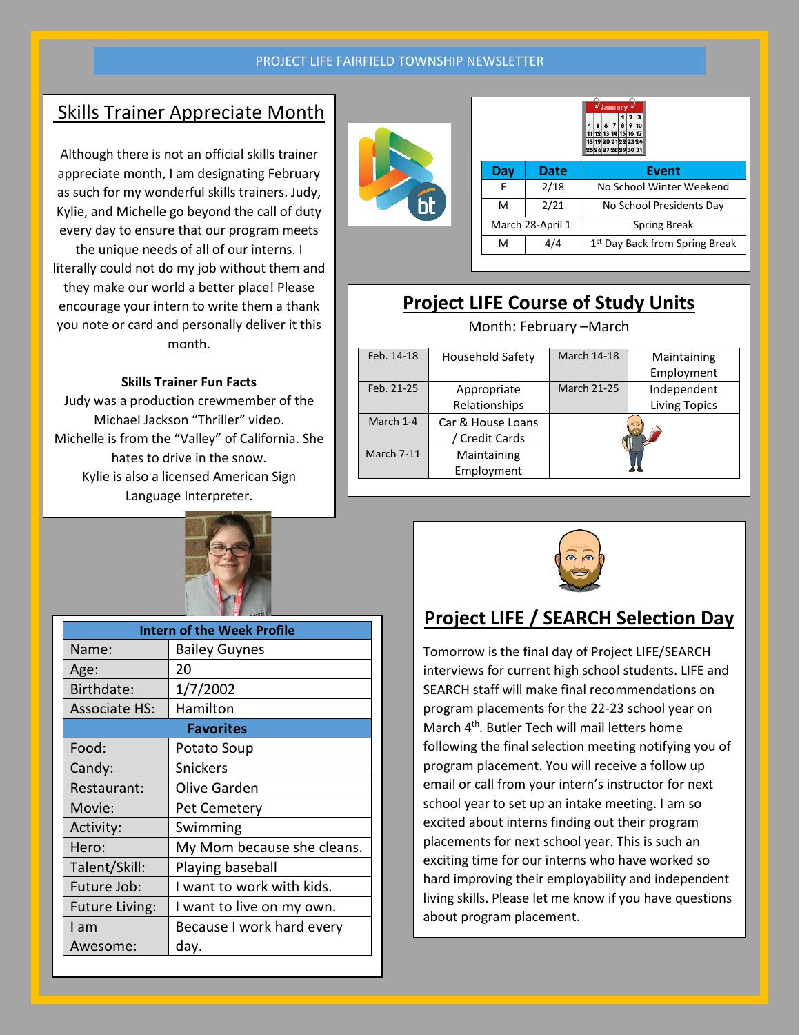PROJECT LIFE FAIRFIELD TOWNSHIP NEWSLETTER

## Skills Trainer Appreciate Month

Although there is not an official skills trainer appreciate month, I am designating February as such for my wonderful skills trainers. Judy, Kylie, and Michelle go beyond the call of duty every day to ensure that our program meets the unique needs of all of our interns. I literally could not do my job without them and they make our world a better place! Please encourage your intern to write them a thank you note or card and personally deliver it this month.

**Skills Trainer Fun Facts**

Judy was a production crewmember of the Michael Jackson "Thriller" video.
Michelle is from the "Valley" of California. She hates to drive in the snow.
Kylie is also a licensed American Sign Language Interpreter.

| Day | Date | Event |
|---|---|---|
| F | 2/18 | No School Winter Weekend |
| M | 2/21 | No School Presidents Day |
| March 28-April 1 | | Spring Break |
| M | 4/4 | 1st Day Back from Spring Break |

## Project LIFE Course of Study Units

Month: February –March

| | | | |
|---|---|---|---|
| Feb. 14-18 | Household Safety | March 14-18 | Maintaining Employment |
| Feb. 21-25 | Appropriate Relationships | March 21-25 | Independent Living Topics |
| March 1-4 | Car & House Loans / Credit Cards | | |
| March 7-11 | Maintaining Employment | | |

| Intern of the Week Profile | |
|---|---|
| Name: | Bailey Guynes |
| Age: | 20 |
| Birthdate: | 1/7/2002 |
| Associate HS: | Hamilton |
| **Favorites** | |
| Food: | Potato Soup |
| Candy: | Snickers |
| Restaurant: | Olive Garden |
| Movie: | Pet Cemetery |
| Activity: | Swimming |
| Hero: | My Mom because she cleans. |
| Talent/Skill: | Playing baseball |
| Future Job: | I want to work with kids. |
| Future Living: | I want to live on my own. |
| I am Awesome: | Because I work hard every day. |

## Project LIFE / SEARCH Selection Day

Tomorrow is the final day of Project LIFE/SEARCH interviews for current high school students. LIFE and SEARCH staff will make final recommendations on program placements for the 22-23 school year on March 4th. Butler Tech will mail letters home following the final selection meeting notifying you of program placement. You will receive a follow up email or call from your intern's instructor for next school year to set up an intake meeting. I am so excited about interns finding out their program placements for next school year. This is such an exciting time for our interns who have worked so hard improving their employability and independent living skills. Please let me know if you have questions about program placement.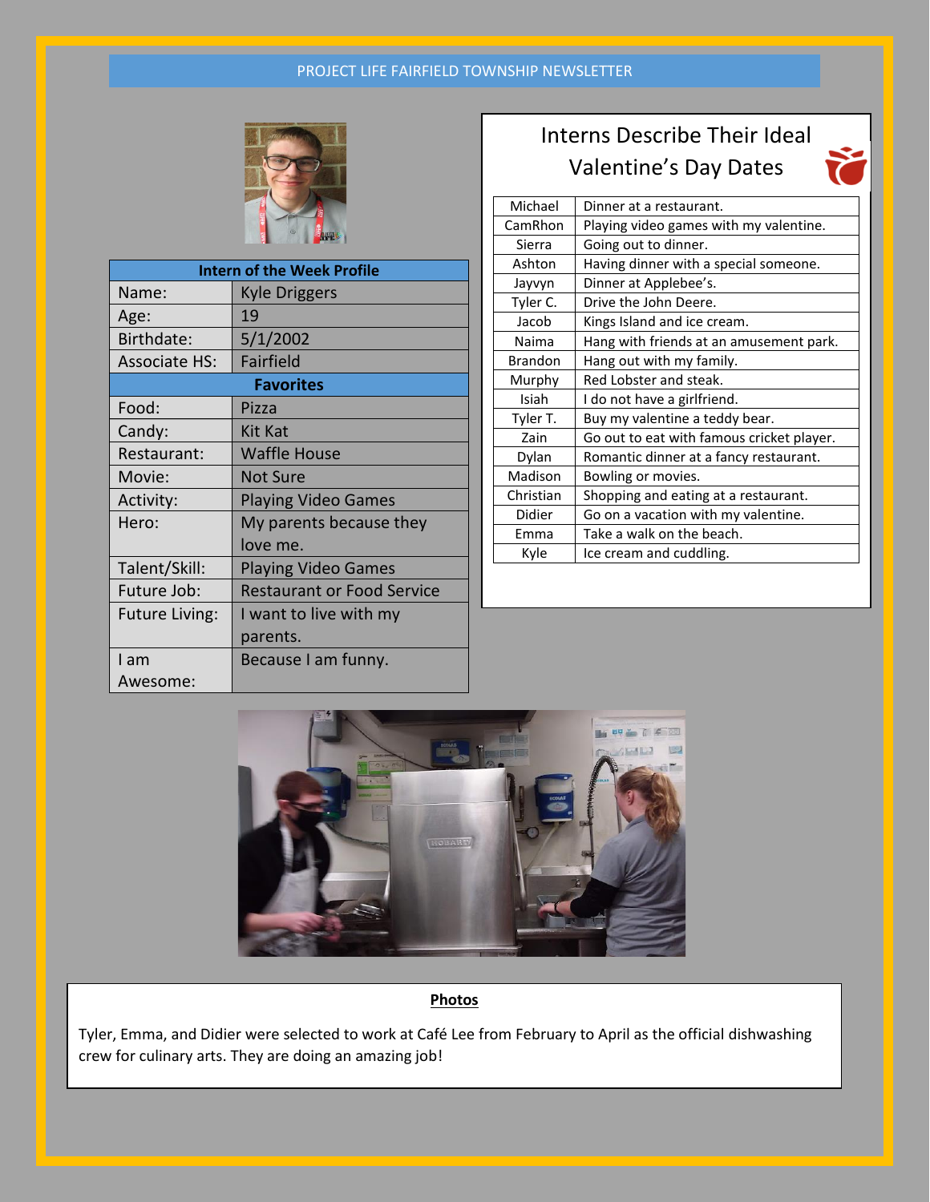PROJECT LIFE FAIRFIELD TOWNSHIP NEWSLETTER

| Intern of the Week Profile | |
|---|---|
| Name: | Kyle Driggers |
| Age: | 19 |
| Birthdate: | 5/1/2002 |
| Associate HS: | Fairfield |
| **Favorites** | |
| Food: | Pizza |
| Candy: | Kit Kat |
| Restaurant: | Waffle House |
| Movie: | Not Sure |
| Activity: | Playing Video Games |
| Hero: | My parents because they love me. |
| Talent/Skill: | Playing Video Games |
| Future Job: | Restaurant or Food Service |
| Future Living: | I want to live with my parents. |
| I am Awesome: | Because I am funny. |

## Interns Describe Their Ideal Valentine's Day Dates

| | |
|---|---|
| Michael | Dinner at a restaurant. |
| CamRhon | Playing video games with my valentine. |
| Sierra | Going out to dinner. |
| Ashton | Having dinner with a special someone. |
| Jayvyn | Dinner at Applebee's. |
| Tyler C. | Drive the John Deere. |
| Jacob | Kings Island and ice cream. |
| Naima | Hang with friends at an amusement park. |
| Brandon | Hang out with my family. |
| Murphy | Red Lobster and steak. |
| Isiah | I do not have a girlfriend. |
| Tyler T. | Buy my valentine a teddy bear. |
| Zain | Go out to eat with famous cricket player. |
| Dylan | Romantic dinner at a fancy restaurant. |
| Madison | Bowling or movies. |
| Christian | Shopping and eating at a restaurant. |
| Didier | Go on a vacation with my valentine. |
| Emma | Take a walk on the beach. |
| Kyle | Ice cream and cuddling. |

**Photos**

Tyler, Emma, and Didier were selected to work at Café Lee from February to April as the official dishwashing crew for culinary arts. They are doing an amazing job!